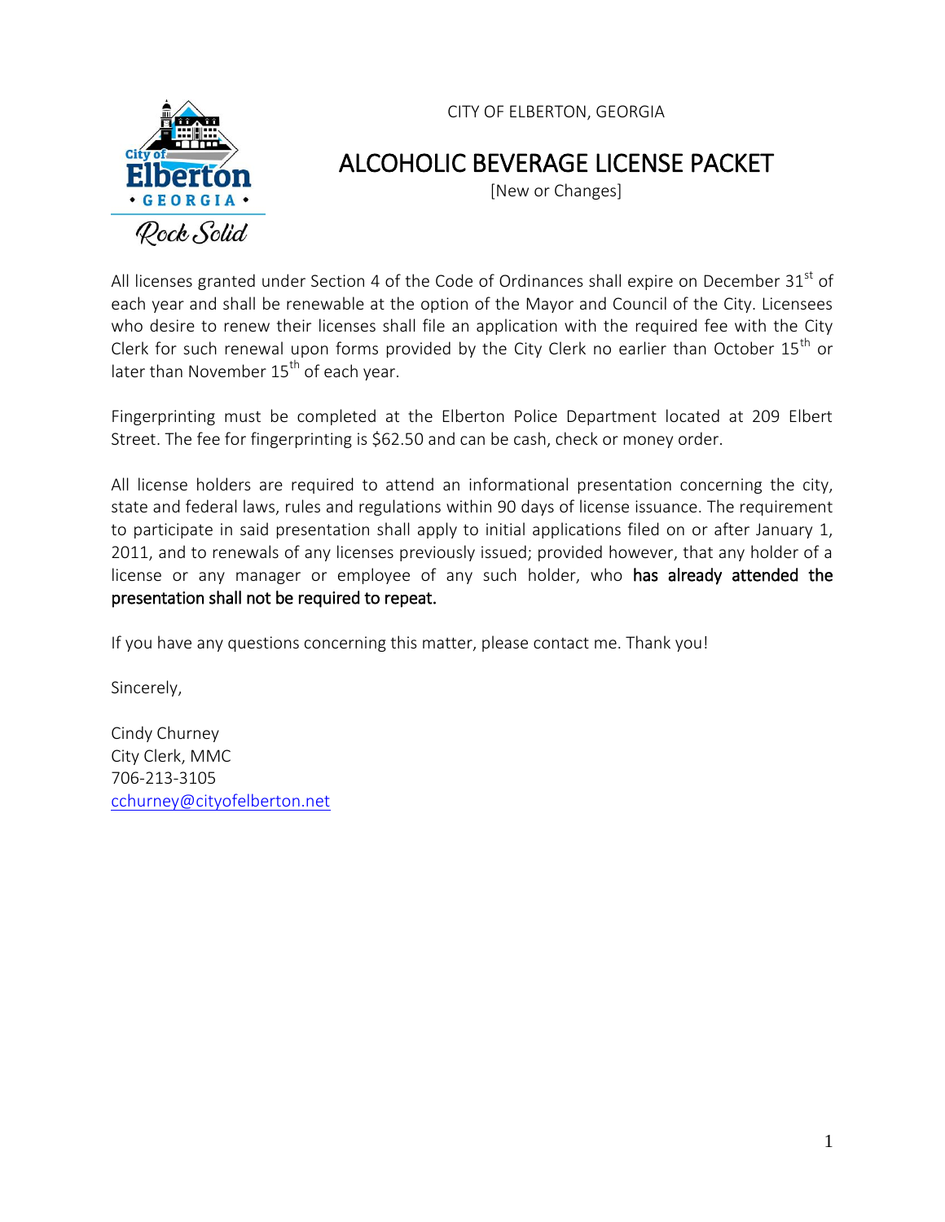CITY OF ELBERTON, GEORGIA

# ALCOHOLIC BEVERAGE LICENSE PACKET

[New or Changes]

All licenses granted under Section 4 of the Code of Ordinances shall expire on December 31st of each year and shall be renewable at the option of the Mayor and Council of the City. Licensees who desire to renew their licenses shall file an application with the required fee with the City Clerk for such renewal upon forms provided by the City Clerk no earlier than October 15th or later than November 15th of each year.

Fingerprinting must be completed at the Elberton Police Department located at 209 Elbert Street. The fee for fingerprinting is $62.50 and can be cash, check or money order.

All license holders are required to attend an informational presentation concerning the city, state and federal laws, rules and regulations within 90 days of license issuance. The requirement to participate in said presentation shall apply to initial applications filed on or after January 1, 2011, and to renewals of any licenses previously issued; provided however, that any holder of a license or any manager or employee of any such holder, who **has already attended the presentation shall not be required to repeat.**

If you have any questions concerning this matter, please contact me. Thank you!

Sincerely,

Cindy Churney
City Clerk, MMC
706-213-3105
cchurney@cityofelberton.net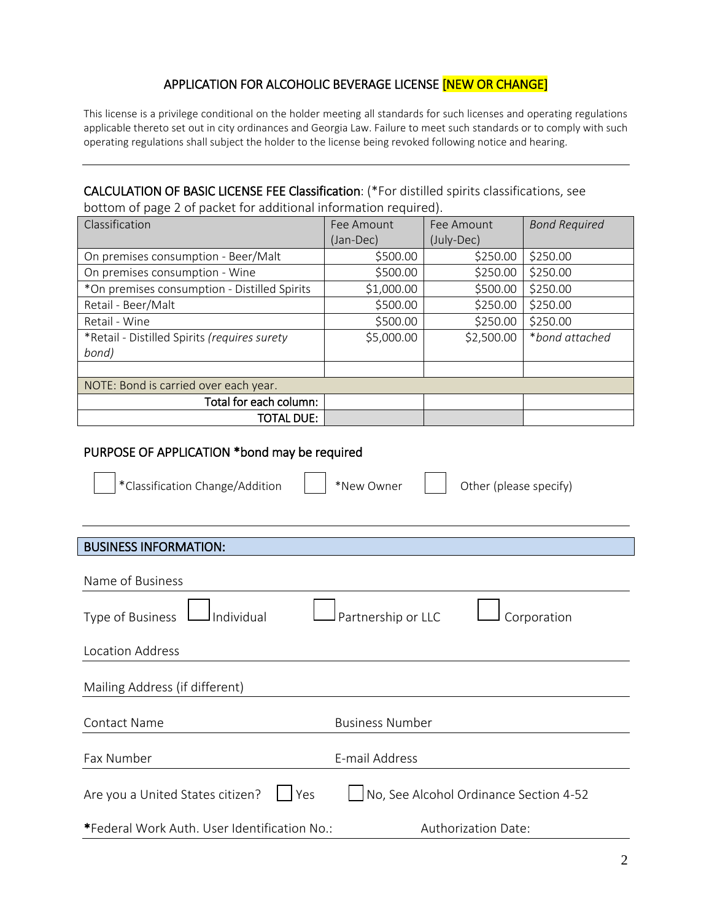# APPLICATION FOR ALCOHOLIC BEVERAGE LICENSE [NEW OR CHANGE]

This license is a privilege conditional on the holder meeting all standards for such licenses and operating regulations applicable thereto set out in city ordinances and Georgia Law. Failure to meet such standards or to comply with such operating regulations shall subject the holder to the license being revoked following notice and hearing.

---

**CALCULATION OF BASIC LICENSE FEE Classification**: (*For distilled spirits classifications, see bottom of page 2 of packet for additional information required).

| Classification | Fee Amount (Jan-Dec) | Fee Amount (July-Dec) | *Bond Required* |
|---|---|---|---|
| On premises consumption - Beer/Malt | $500.00 | $250.00 | $250.00 |
| On premises consumption - Wine | $500.00 | $250.00 | $250.00 |
| *On premises consumption - Distilled Spirits | $1,000.00 | $500.00 | $250.00 |
| Retail - Beer/Malt | $500.00 | $250.00 | $250.00 |
| Retail - Wine | $500.00 | $250.00 | $250.00 |
| *Retail - Distilled Spirits *(requires surety bond)* | $5,000.00 | $2,500.00 | **bond attached* |
| | | | |
| NOTE: Bond is carried over each year. | | | |
| Total for each column: | | | |
| TOTAL DUE: | | | |

## PURPOSE OF APPLICATION *bond may be required

☐ *Classification Change/Addition ☐ *New Owner ☐ Other (please specify)

---

## BUSINESS INFORMATION:

Name of Business ____________________

Type of Business ☐ Individual ☐ Partnership or LLC ☐ Corporation

Location Address ____________________

Mailing Address (if different) ____________________

Contact Name ____________________ Business Number ____________________

Fax Number ____________________ E-mail Address ____________________

Are you a United States citizen? ☐ Yes ☐ No, See Alcohol Ordinance Section 4-52

***Federal Work Auth. User Identification No.:** ____________________ Authorization Date: ____________________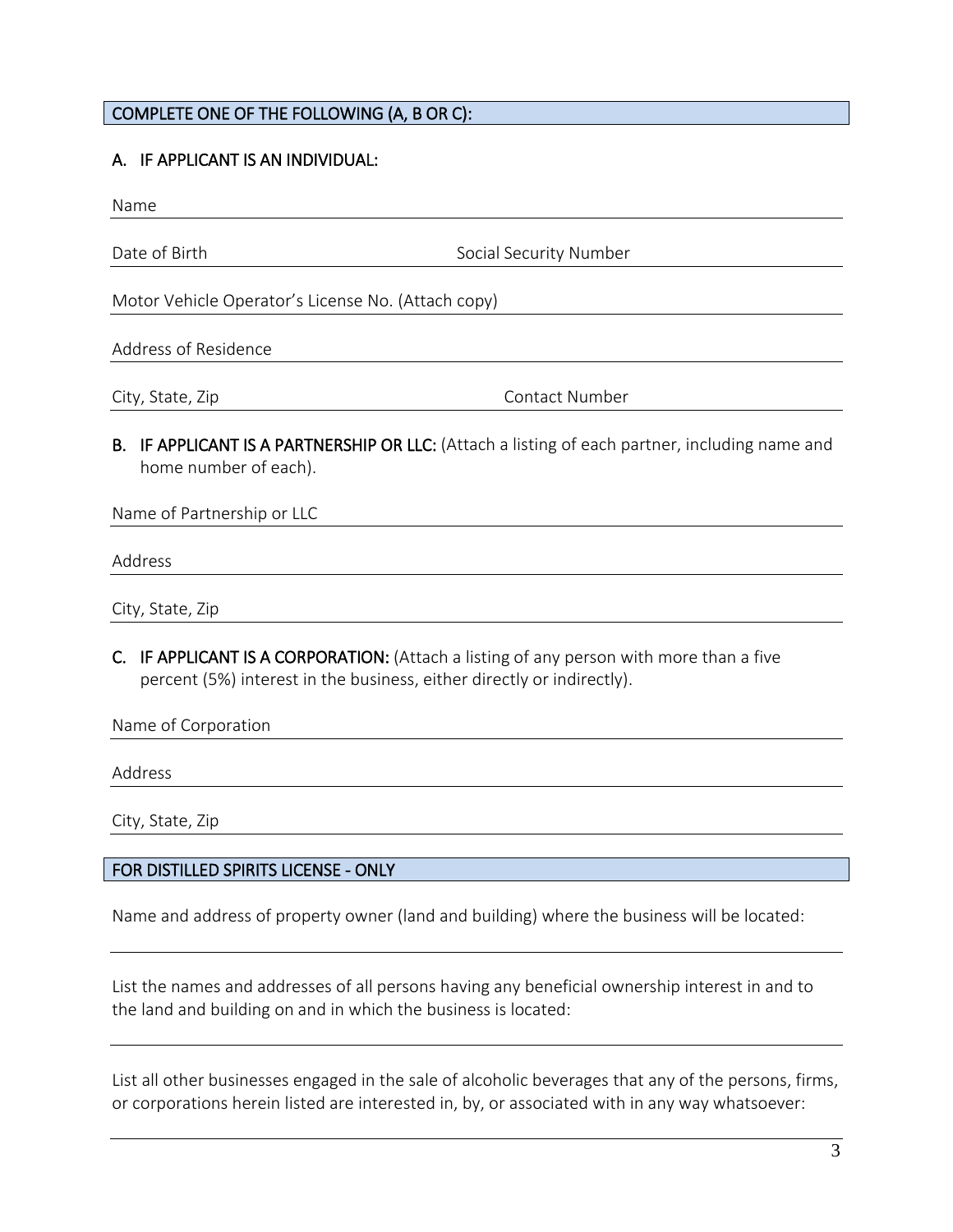## COMPLETE ONE OF THE FOLLOWING (A, B OR C):

### A. IF APPLICANT IS AN INDIVIDUAL:

Name ______________________________

Date of Birth ______________________________ Social Security Number ______________________________

Motor Vehicle Operator's License No. (Attach copy) ______________________________

Address of Residence ______________________________

City, State, Zip ______________________________ Contact Number ______________________________

### B. IF APPLICANT IS A PARTNERSHIP OR LLC: (Attach a listing of each partner, including name and home number of each).

Name of Partnership or LLC ______________________________

Address ______________________________

City, State, Zip ______________________________

### C. IF APPLICANT IS A CORPORATION: (Attach a listing of any person with more than a five percent (5%) interest in the business, either directly or indirectly).

Name of Corporation ______________________________

Address ______________________________

City, State, Zip ______________________________

## FOR DISTILLED SPIRITS LICENSE - ONLY

Name and address of property owner (land and building) where the business will be located:

______________________________

List the names and addresses of all persons having any beneficial ownership interest in and to the land and building on and in which the business is located:

______________________________

List all other businesses engaged in the sale of alcoholic beverages that any of the persons, firms, or corporations herein listed are interested in, by, or associated with in any way whatsoever:

______________________________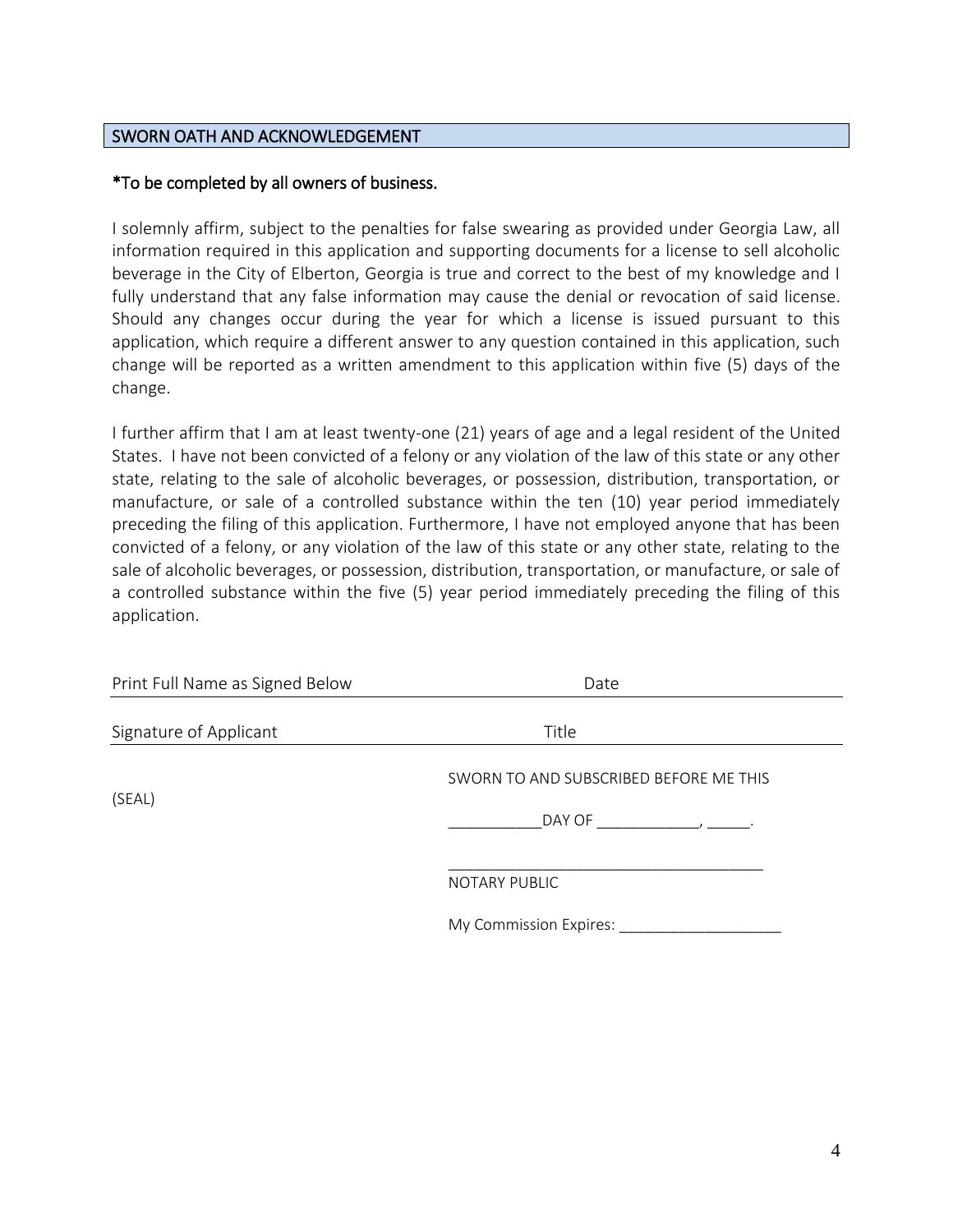## SWORN OATH AND ACKNOWLEDGEMENT

**\*To be completed by all owners of business.**

I solemnly affirm, subject to the penalties for false swearing as provided under Georgia Law, all information required in this application and supporting documents for a license to sell alcoholic beverage in the City of Elberton, Georgia is true and correct to the best of my knowledge and I fully understand that any false information may cause the denial or revocation of said license. Should any changes occur during the year for which a license is issued pursuant to this application, which require a different answer to any question contained in this application, such change will be reported as a written amendment to this application within five (5) days of the change.

I further affirm that I am at least twenty-one (21) years of age and a legal resident of the United States. I have not been convicted of a felony or any violation of the law of this state or any other state, relating to the sale of alcoholic beverages, or possession, distribution, transportation, or manufacture, or sale of a controlled substance within the ten (10) year period immediately preceding the filing of this application. Furthermore, I have not employed anyone that has been convicted of a felony, or any violation of the law of this state or any other state, relating to the sale of alcoholic beverages, or possession, distribution, transportation, or manufacture, or sale of a controlled substance within the five (5) year period immediately preceding the filing of this application.

Print Full Name as Signed Below ____________________ Date ____________________

Signature of Applicant ____________________ Title ____________________

(SEAL)

SWORN TO AND SUBSCRIBED BEFORE ME THIS

___________DAY OF ____________, _____.

_____________________________________
NOTARY PUBLIC

My Commission Expires: ___________________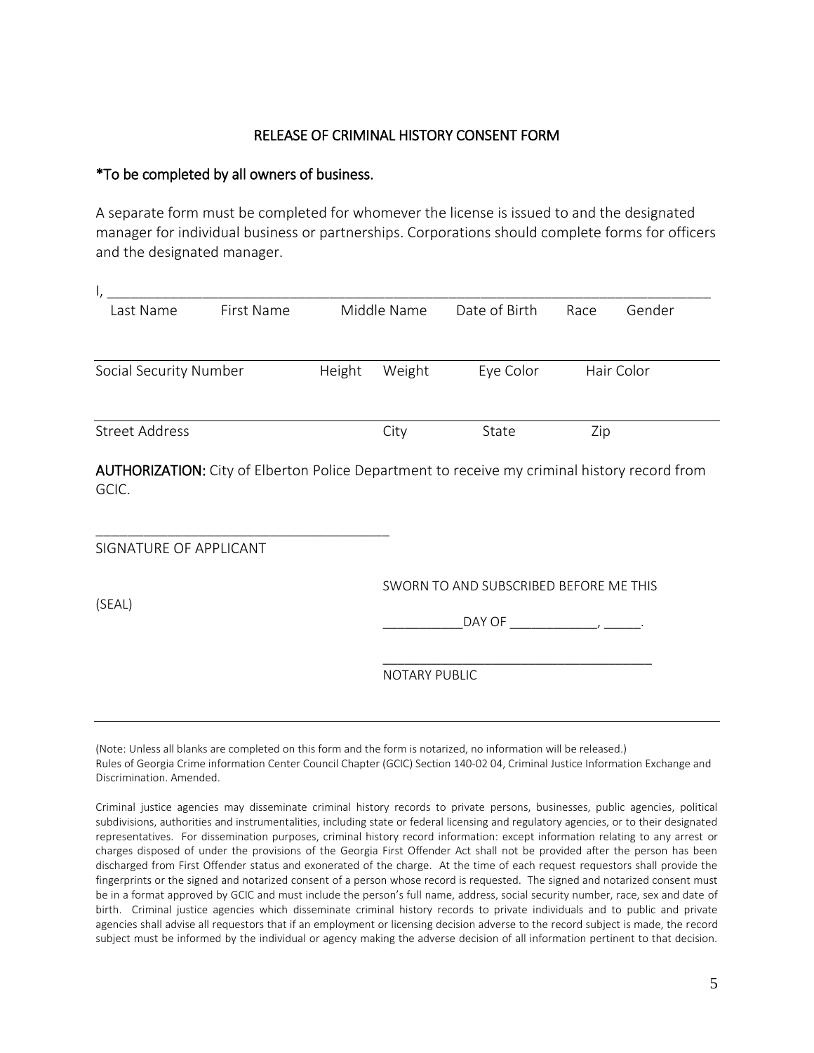# RELEASE OF CRIMINAL HISTORY CONSENT FORM

*To be completed by all owners of business.

A separate form must be completed for whomever the license is issued to and the designated manager for individual business or partnerships. Corporations should complete forms for officers and the designated manager.

I, ___________________________________________________________________________

Last Name First Name Middle Name Date of Birth Race Gender

___________________________________________________________________________

Social Security Number Height Weight Eye Color Hair Color

___________________________________________________________________________

Street Address City State Zip

**AUTHORIZATION:** City of Elberton Police Department to receive my criminal history record from GCIC.

______________________________________

SIGNATURE OF APPLICANT

(SEAL)

SWORN TO AND SUBSCRIBED BEFORE ME THIS

___________DAY OF ____________, _____.

____________________________________

NOTARY PUBLIC

---

(Note: Unless all blanks are completed on this form and the form is notarized, no information will be released.)
Rules of Georgia Crime information Center Council Chapter (GCIC) Section 140-02 04, Criminal Justice Information Exchange and Discrimination. Amended.

Criminal justice agencies may disseminate criminal history records to private persons, businesses, public agencies, political subdivisions, authorities and instrumentalities, including state or federal licensing and regulatory agencies, or to their designated representatives. For dissemination purposes, criminal history record information: except information relating to any arrest or charges disposed of under the provisions of the Georgia First Offender Act shall not be provided after the person has been discharged from First Offender status and exonerated of the charge. At the time of each request requestors shall provide the fingerprints or the signed and notarized consent of a person whose record is requested. The signed and notarized consent must be in a format approved by GCIC and must include the person's full name, address, social security number, race, sex and date of birth. Criminal justice agencies which disseminate criminal history records to private individuals and to public and private agencies shall advise all requestors that if an employment or licensing decision adverse to the record subject is made, the record subject must be informed by the individual or agency making the adverse decision of all information pertinent to that decision.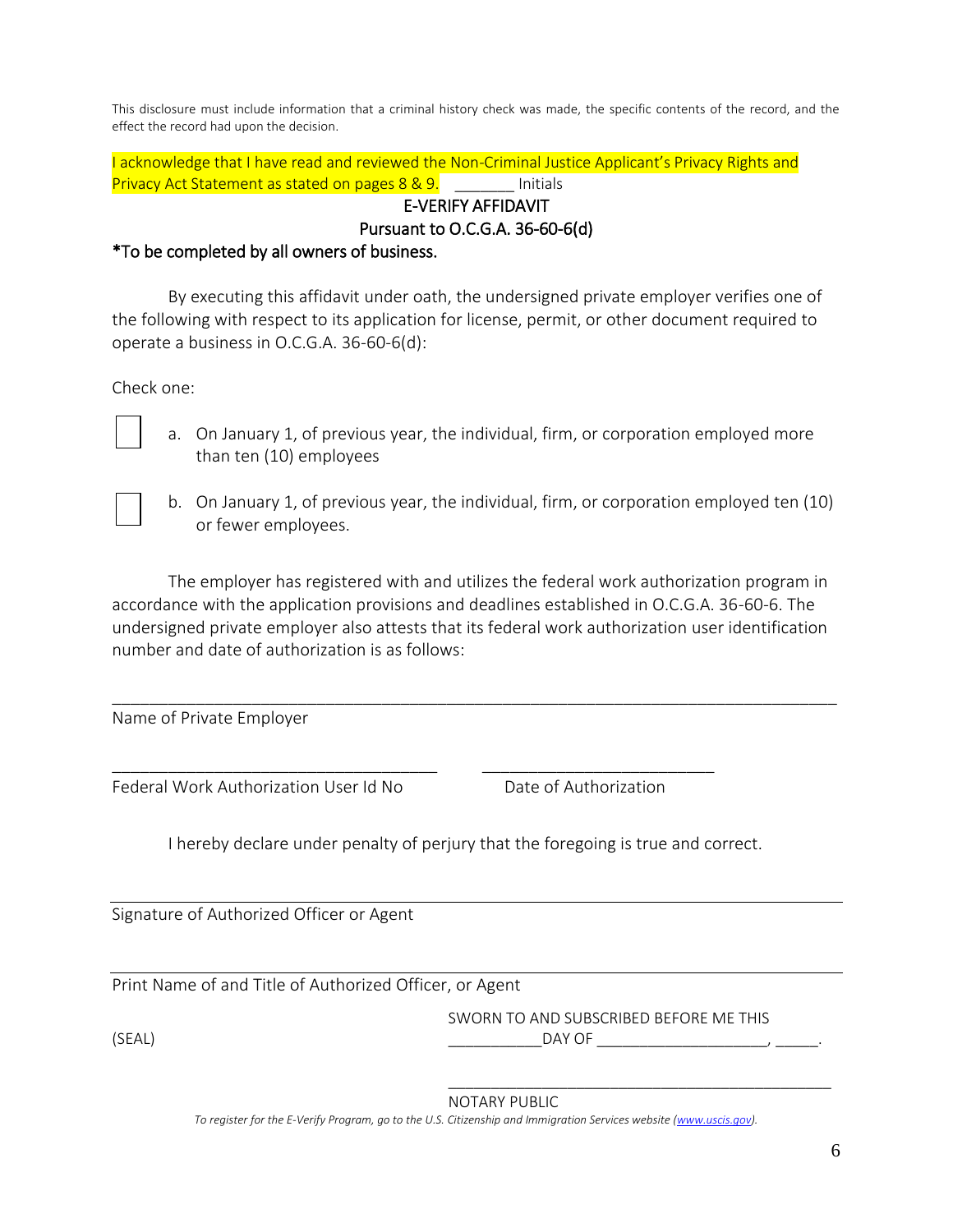This disclosure must include information that a criminal history check was made, the specific contents of the record, and the effect the record had upon the decision.

I acknowledge that I have read and reviewed the Non-Criminal Justice Applicant's Privacy Rights and Privacy Act Statement as stated on pages 8 & 9. _______ Initials

## E-VERIFY AFFIDAVIT
## Pursuant to O.C.G.A. 36-60-6(d)

*To be completed by all owners of business.

By executing this affidavit under oath, the undersigned private employer verifies one of the following with respect to its application for license, permit, or other document required to operate a business in O.C.G.A. 36-60-6(d):

Check one:

☐ a. On January 1, of previous year, the individual, firm, or corporation employed more than ten (10) employees

☐ b. On January 1, of previous year, the individual, firm, or corporation employed ten (10) or fewer employees.

The employer has registered with and utilizes the federal work authorization program in accordance with the application provisions and deadlines established in O.C.G.A. 36-60-6. The undersigned private employer also attests that its federal work authorization user identification number and date of authorization is as follows:

_______________________________________________________________________________
Name of Private Employer

____________________________________ ___________________________
Federal Work Authorization User Id No Date of Authorization

I hereby declare under penalty of perjury that the foregoing is true and correct.

_______________________________________________________________________________
Signature of Authorized Officer or Agent

_______________________________________________________________________________
Print Name of and Title of Authorized Officer, or Agent

SWORN TO AND SUBSCRIBED BEFORE ME THIS

(SEAL) ___________DAY OF ____________________, _____.

_____________________________________________
NOTARY PUBLIC

*To register for the E-Verify Program, go to the U.S. Citizenship and Immigration Services website ([www.uscis.gov](http://www.uscis.gov)).*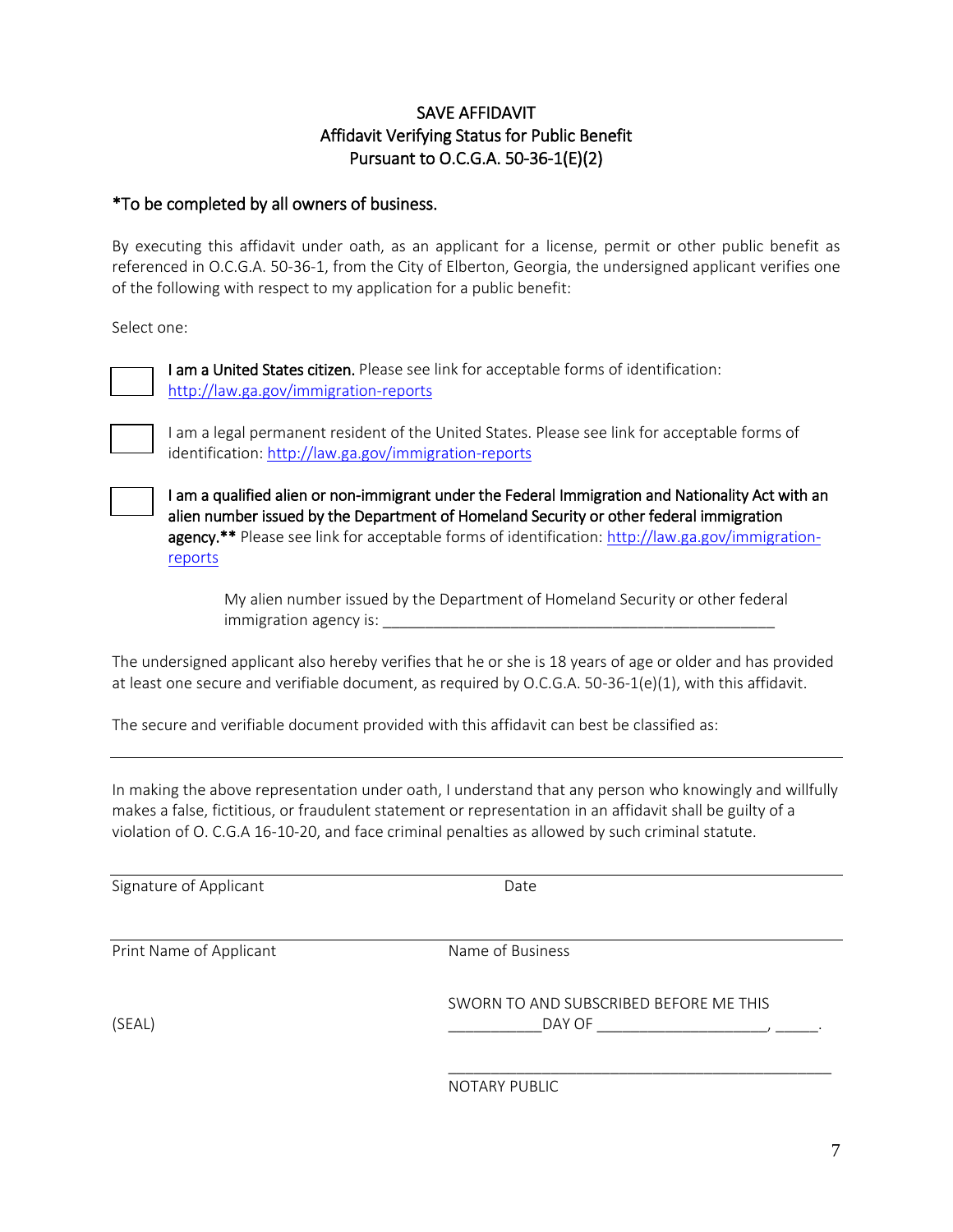# SAVE AFFIDAVIT
## Affidavit Verifying Status for Public Benefit
## Pursuant to O.C.G.A. 50-36-1(E)(2)

*To be completed by all owners of business.

By executing this affidavit under oath, as an applicant for a license, permit or other public benefit as referenced in O.C.G.A. 50-36-1, from the City of Elberton, Georgia, the undersigned applicant verifies one of the following with respect to my application for a public benefit:

Select one:

☐ **I am a United States citizen.** Please see link for acceptable forms of identification: http://law.ga.gov/immigration-reports

☐ I am a legal permanent resident of the United States. Please see link for acceptable forms of identification: http://law.ga.gov/immigration-reports

☐ **I am a qualified alien or non-immigrant under the Federal Immigration and Nationality Act with an alien number issued by the Department of Homeland Security or other federal immigration agency.**** Please see link for acceptable forms of identification: http://law.ga.gov/immigration-reports

My alien number issued by the Department of Homeland Security or other federal immigration agency is: _______________________________________________

The undersigned applicant also hereby verifies that he or she is 18 years of age or older and has provided at least one secure and verifiable document, as required by O.C.G.A. 50-36-1(e)(1), with this affidavit.

The secure and verifiable document provided with this affidavit can best be classified as:

_______________________________________________________________________________

In making the above representation under oath, I understand that any person who knowingly and willfully makes a false, fictitious, or fraudulent statement or representation in an affidavit shall be guilty of a violation of O. C.G.A 16-10-20, and face criminal penalties as allowed by such criminal statute.

_______________________________________________________________________________
Signature of Applicant                                        Date

_______________________________________________________________________________
Print Name of Applicant                                        Name of Business

(SEAL)

SWORN TO AND SUBSCRIBED BEFORE ME THIS
___________DAY OF ___________________, _____.

_______________________________________________
NOTARY PUBLIC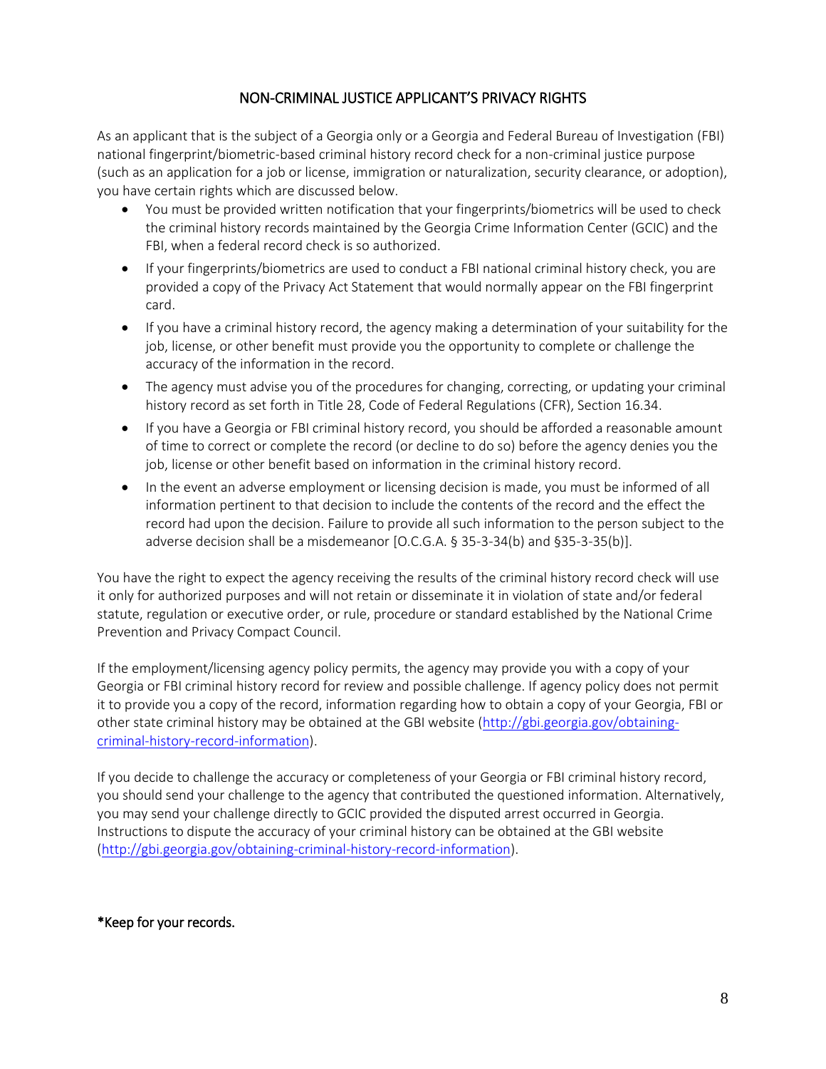# NON-CRIMINAL JUSTICE APPLICANT'S PRIVACY RIGHTS

As an applicant that is the subject of a Georgia only or a Georgia and Federal Bureau of Investigation (FBI) national fingerprint/biometric-based criminal history record check for a non-criminal justice purpose (such as an application for a job or license, immigration or naturalization, security clearance, or adoption), you have certain rights which are discussed below.

- You must be provided written notification that your fingerprints/biometrics will be used to check the criminal history records maintained by the Georgia Crime Information Center (GCIC) and the FBI, when a federal record check is so authorized.
- If your fingerprints/biometrics are used to conduct a FBI national criminal history check, you are provided a copy of the Privacy Act Statement that would normally appear on the FBI fingerprint card.
- If you have a criminal history record, the agency making a determination of your suitability for the job, license, or other benefit must provide you the opportunity to complete or challenge the accuracy of the information in the record.
- The agency must advise you of the procedures for changing, correcting, or updating your criminal history record as set forth in Title 28, Code of Federal Regulations (CFR), Section 16.34.
- If you have a Georgia or FBI criminal history record, you should be afforded a reasonable amount of time to correct or complete the record (or decline to do so) before the agency denies you the job, license or other benefit based on information in the criminal history record.
- In the event an adverse employment or licensing decision is made, you must be informed of all information pertinent to that decision to include the contents of the record and the effect the record had upon the decision. Failure to provide all such information to the person subject to the adverse decision shall be a misdemeanor [O.C.G.A. § 35-3-34(b) and §35-3-35(b)].

You have the right to expect the agency receiving the results of the criminal history record check will use it only for authorized purposes and will not retain or disseminate it in violation of state and/or federal statute, regulation or executive order, or rule, procedure or standard established by the National Crime Prevention and Privacy Compact Council.

If the employment/licensing agency policy permits, the agency may provide you with a copy of your Georgia or FBI criminal history record for review and possible challenge. If agency policy does not permit it to provide you a copy of the record, information regarding how to obtain a copy of your Georgia, FBI or other state criminal history may be obtained at the GBI website (http://gbi.georgia.gov/obtaining-criminal-history-record-information).

If you decide to challenge the accuracy or completeness of your Georgia or FBI criminal history record, you should send your challenge to the agency that contributed the questioned information. Alternatively, you may send your challenge directly to GCIC provided the disputed arrest occurred in Georgia. Instructions to dispute the accuracy of your criminal history can be obtained at the GBI website (http://gbi.georgia.gov/obtaining-criminal-history-record-information).

**\*Keep for your records.**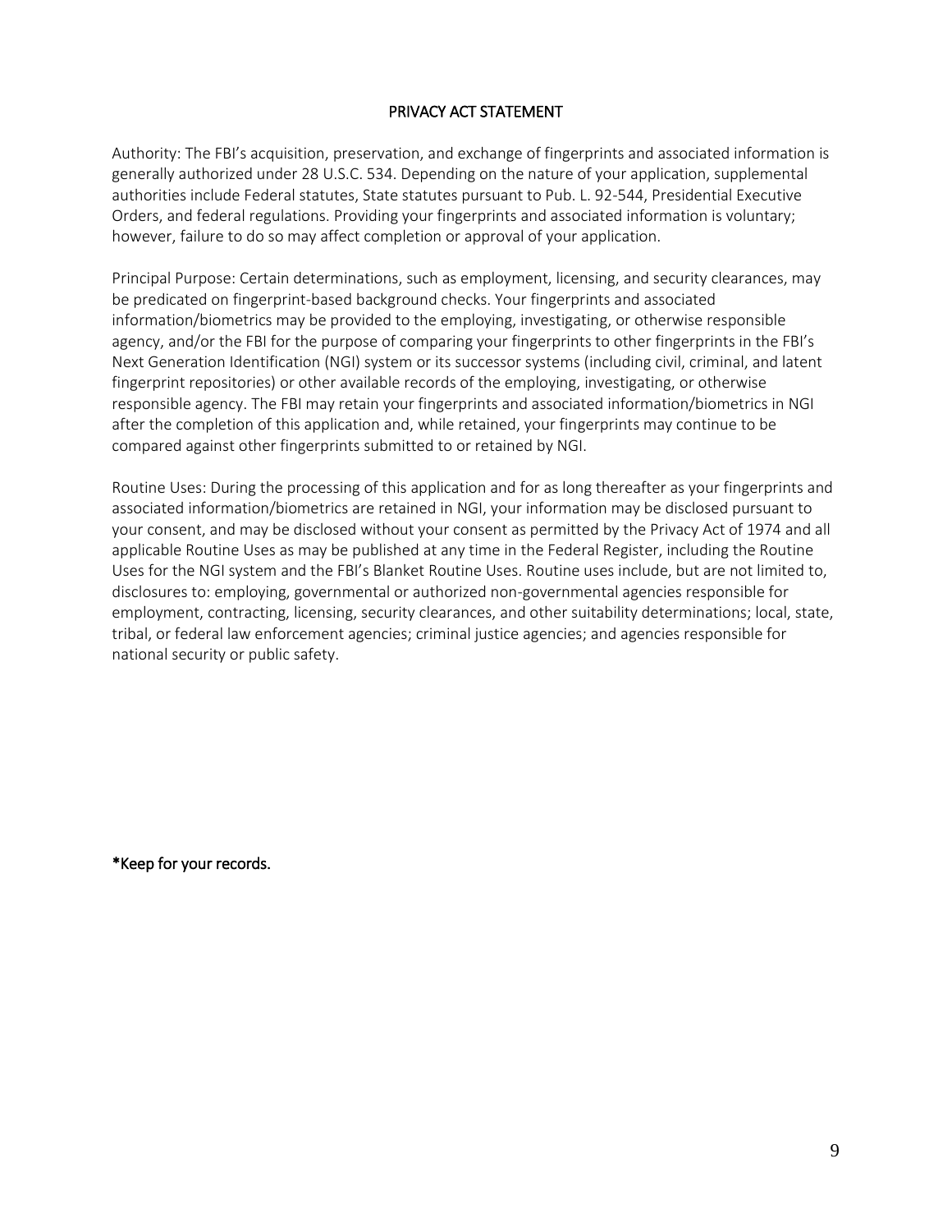# PRIVACY ACT STATEMENT

Authority: The FBI's acquisition, preservation, and exchange of fingerprints and associated information is generally authorized under 28 U.S.C. 534. Depending on the nature of your application, supplemental authorities include Federal statutes, State statutes pursuant to Pub. L. 92-544, Presidential Executive Orders, and federal regulations. Providing your fingerprints and associated information is voluntary; however, failure to do so may affect completion or approval of your application.

Principal Purpose: Certain determinations, such as employment, licensing, and security clearances, may be predicated on fingerprint-based background checks. Your fingerprints and associated information/biometrics may be provided to the employing, investigating, or otherwise responsible agency, and/or the FBI for the purpose of comparing your fingerprints to other fingerprints in the FBI's Next Generation Identification (NGI) system or its successor systems (including civil, criminal, and latent fingerprint repositories) or other available records of the employing, investigating, or otherwise responsible agency. The FBI may retain your fingerprints and associated information/biometrics in NGI after the completion of this application and, while retained, your fingerprints may continue to be compared against other fingerprints submitted to or retained by NGI.

Routine Uses: During the processing of this application and for as long thereafter as your fingerprints and associated information/biometrics are retained in NGI, your information may be disclosed pursuant to your consent, and may be disclosed without your consent as permitted by the Privacy Act of 1974 and all applicable Routine Uses as may be published at any time in the Federal Register, including the Routine Uses for the NGI system and the FBI's Blanket Routine Uses. Routine uses include, but are not limited to, disclosures to: employing, governmental or authorized non-governmental agencies responsible for employment, contracting, licensing, security clearances, and other suitability determinations; local, state, tribal, or federal law enforcement agencies; criminal justice agencies; and agencies responsible for national security or public safety.

**\*Keep for your records.**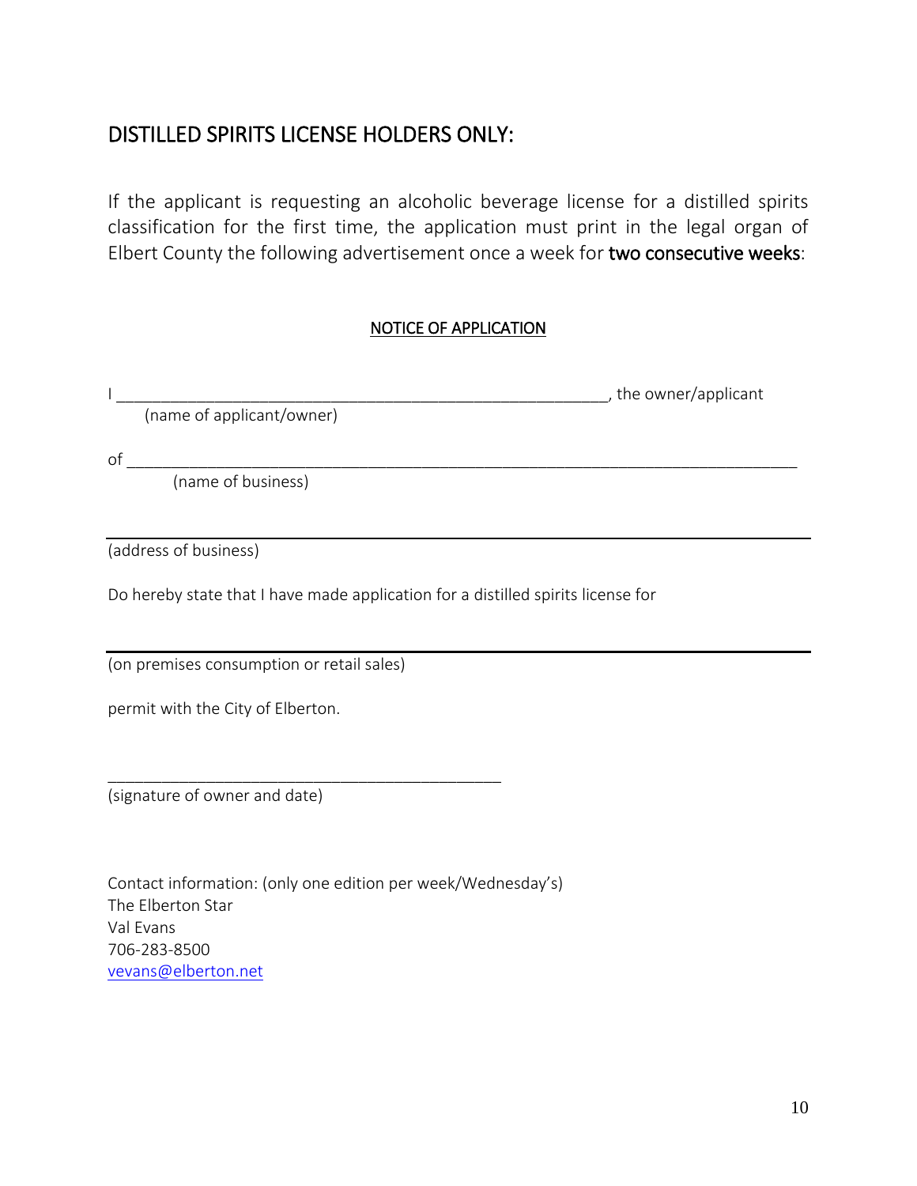## DISTILLED SPIRITS LICENSE HOLDERS ONLY:

If the applicant is requesting an alcoholic beverage license for a distilled spirits classification for the first time, the application must print in the legal organ of Elbert County the following advertisement once a week for **two consecutive weeks**:

**NOTICE OF APPLICATION**

I ________________________________________________________, the owner/applicant
(name of applicant/owner)

of ____________________________________________________________________________
(name of business)

______________________________________________________________________________
(address of business)

Do hereby state that I have made application for a distilled spirits license for

______________________________________________________________________________
(on premises consumption or retail sales)

permit with the City of Elberton.

____________________________________________
(signature of owner and date)

Contact information: (only one edition per week/Wednesday's)
The Elberton Star
Val Evans
706-283-8500
vevans@elberton.net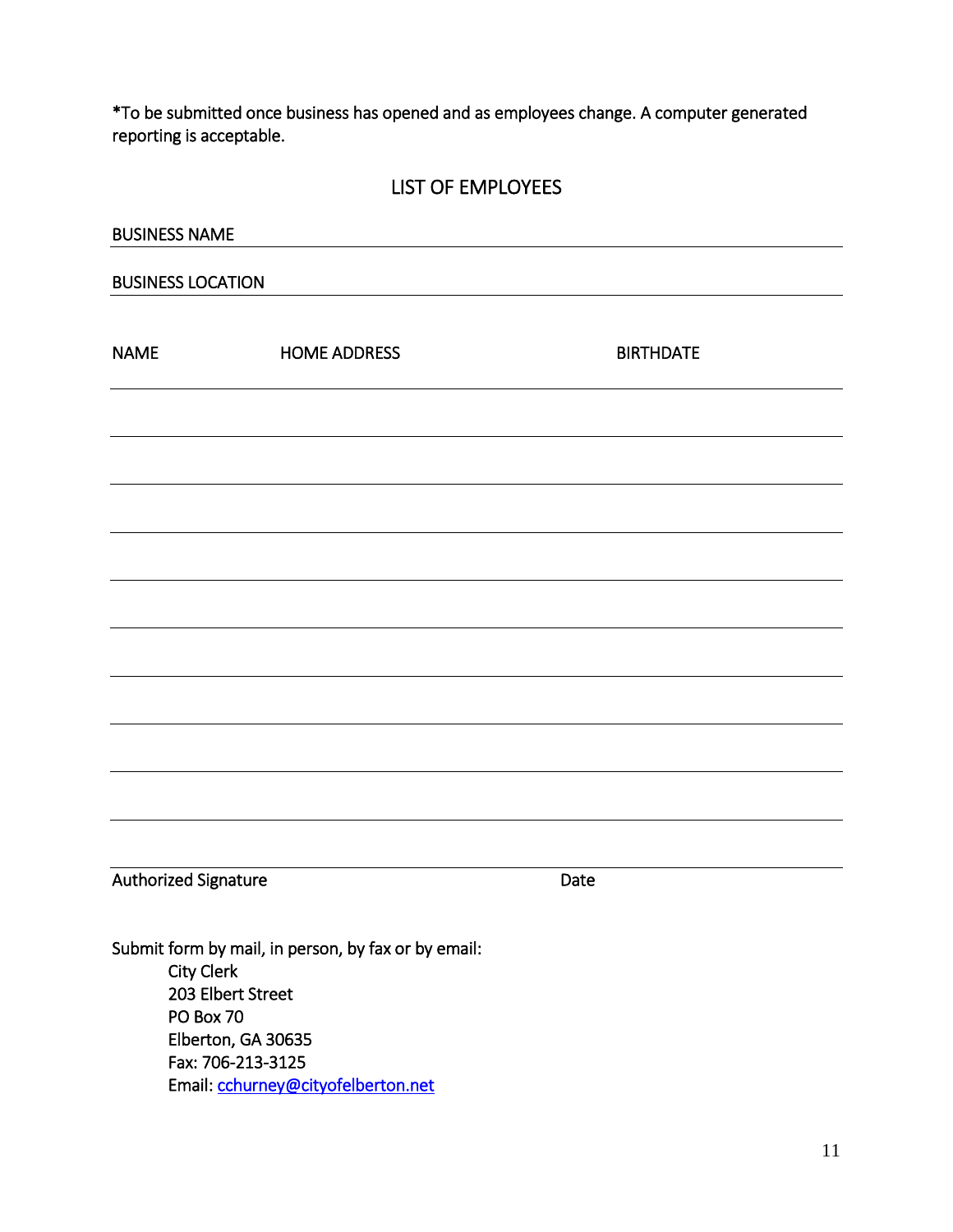*To be submitted once business has opened and as employees change. A computer generated reporting is acceptable.

## LIST OF EMPLOYEES

BUSINESS NAME ______________________________________________

BUSINESS LOCATION ______________________________________________

| NAME | HOME ADDRESS | BIRTHDATE |
| --- | --- | --- |
| | | |
| | | |
| | | |
| | | |
| | | |
| | | |
| | | |
| | | |
| | | |
| | | |

______________________________________________

Authorized Signature                                        Date

Submit form by mail, in person, by fax or by email:

City Clerk
203 Elbert Street
PO Box 70
Elberton, GA 30635
Fax: 706-213-3125
Email: cchurney@cityofelberton.net